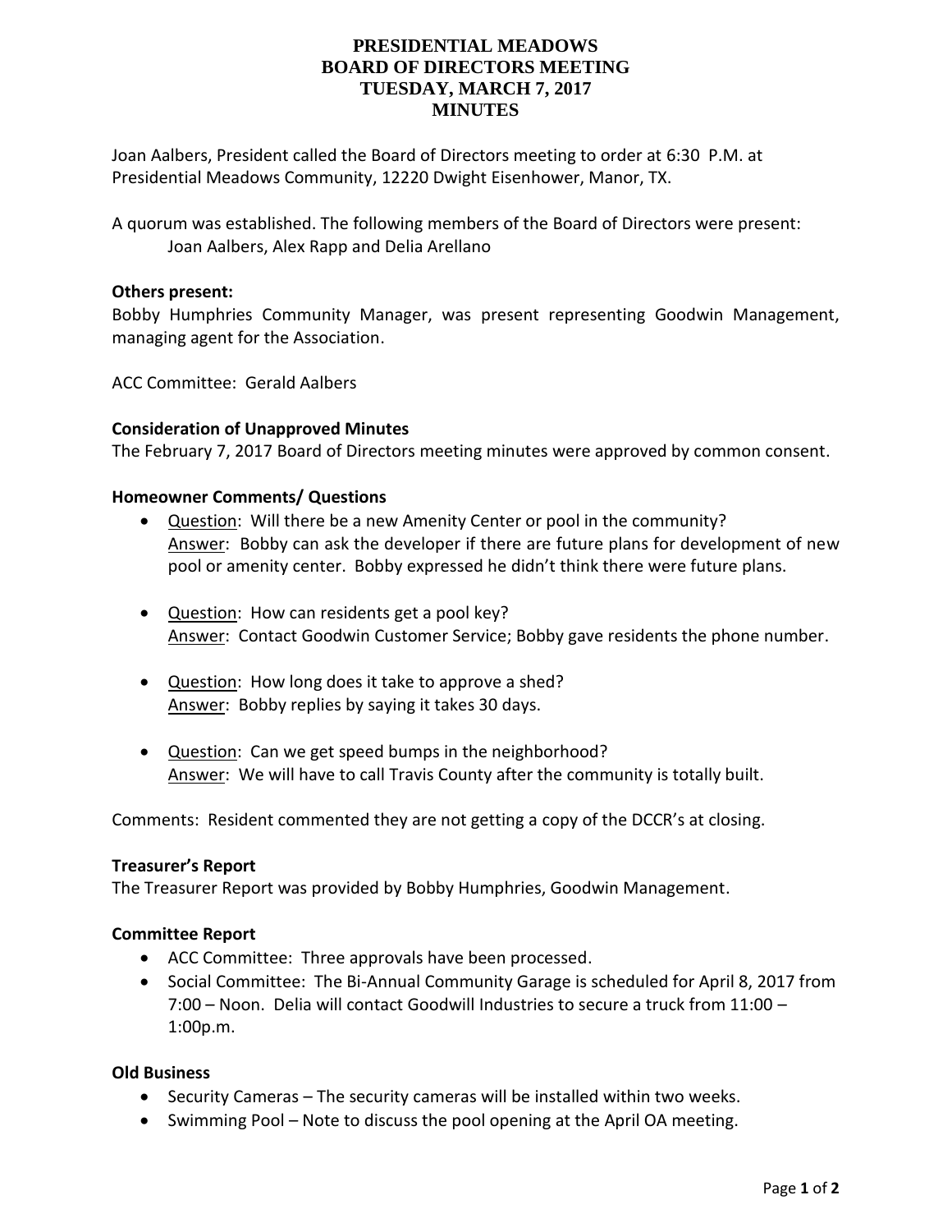# PRESIDENTIAL MEADOWS
# BOARD OF DIRECTORS MEETING
# TUESDAY, MARCH 7, 2017
# MINUTES

Joan Aalbers, President called the Board of Directors meeting to order at 6:30 P.M. at Presidential Meadows Community, 12220 Dwight Eisenhower, Manor, TX.

A quorum was established. The following members of the Board of Directors were present:
Joan Aalbers, Alex Rapp and Delia Arellano

**Others present:**

Bobby Humphries Community Manager, was present representing Goodwin Management, managing agent for the Association.

ACC Committee: Gerald Aalbers

**Consideration of Unapproved Minutes**

The February 7, 2017 Board of Directors meeting minutes were approved by common consent.

**Homeowner Comments/ Questions**

- Question: Will there be a new Amenity Center or pool in the community?
  Answer: Bobby can ask the developer if there are future plans for development of new pool or amenity center. Bobby expressed he didn't think there were future plans.
- Question: How can residents get a pool key?
  Answer: Contact Goodwin Customer Service; Bobby gave residents the phone number.
- Question: How long does it take to approve a shed?
  Answer: Bobby replies by saying it takes 30 days.
- Question: Can we get speed bumps in the neighborhood?
  Answer: We will have to call Travis County after the community is totally built.

Comments: Resident commented they are not getting a copy of the DCCR's at closing.

**Treasurer's Report**

The Treasurer Report was provided by Bobby Humphries, Goodwin Management.

**Committee Report**

- ACC Committee: Three approvals have been processed.
- Social Committee: The Bi-Annual Community Garage is scheduled for April 8, 2017 from 7:00 – Noon. Delia will contact Goodwill Industries to secure a truck from 11:00 – 1:00p.m.

**Old Business**

- Security Cameras – The security cameras will be installed within two weeks.
- Swimming Pool – Note to discuss the pool opening at the April OA meeting.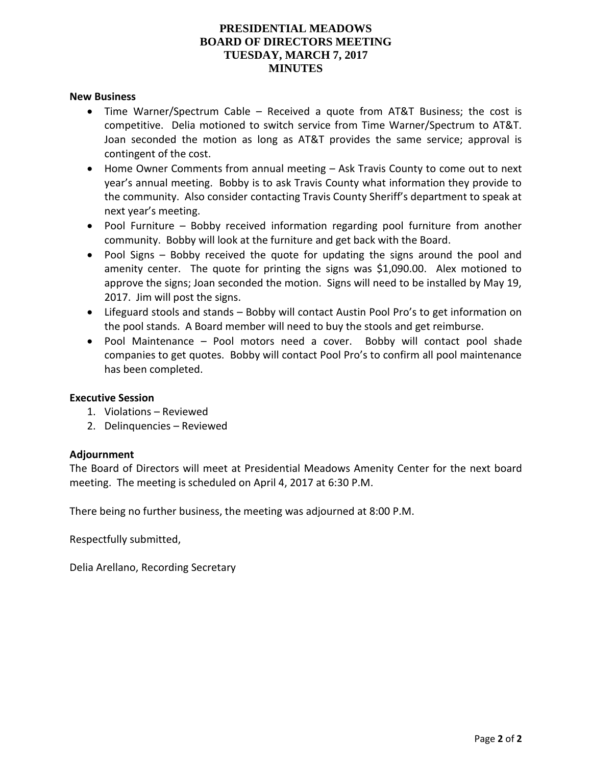# PRESIDENTIAL MEADOWS
# BOARD OF DIRECTORS MEETING
# TUESDAY, MARCH 7, 2017
# MINUTES

**New Business**

- Time Warner/Spectrum Cable – Received a quote from AT&T Business; the cost is competitive. Delia motioned to switch service from Time Warner/Spectrum to AT&T. Joan seconded the motion as long as AT&T provides the same service; approval is contingent of the cost.
- Home Owner Comments from annual meeting – Ask Travis County to come out to next year's annual meeting. Bobby is to ask Travis County what information they provide to the community. Also consider contacting Travis County Sheriff's department to speak at next year's meeting.
- Pool Furniture – Bobby received information regarding pool furniture from another community. Bobby will look at the furniture and get back with the Board.
- Pool Signs – Bobby received the quote for updating the signs around the pool and amenity center. The quote for printing the signs was $1,090.00. Alex motioned to approve the signs; Joan seconded the motion. Signs will need to be installed by May 19, 2017. Jim will post the signs.
- Lifeguard stools and stands – Bobby will contact Austin Pool Pro's to get information on the pool stands. A Board member will need to buy the stools and get reimburse.
- Pool Maintenance – Pool motors need a cover. Bobby will contact pool shade companies to get quotes. Bobby will contact Pool Pro's to confirm all pool maintenance has been completed.

**Executive Session**

1. Violations – Reviewed
2. Delinquencies – Reviewed

**Adjournment**

The Board of Directors will meet at Presidential Meadows Amenity Center for the next board meeting. The meeting is scheduled on April 4, 2017 at 6:30 P.M.

There being no further business, the meeting was adjourned at 8:00 P.M.

Respectfully submitted,

Delia Arellano, Recording Secretary